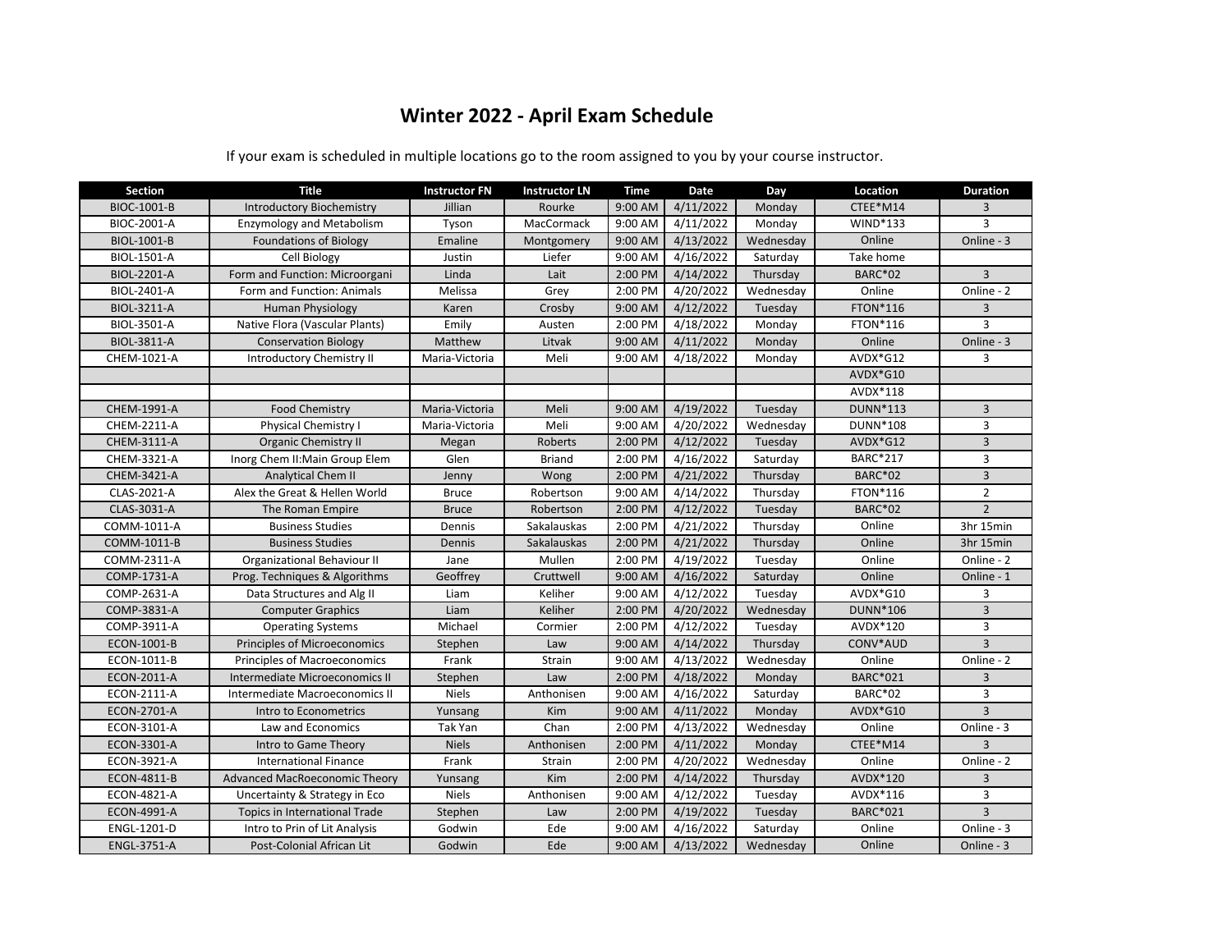# Winter 2022 - April Exam Schedule

If your exam is scheduled in multiple locations go to the room assigned to you by your course instructor.

| Section | Title | Instructor FN | Instructor LN | Time | Date | Day | Location | Duration |
|---|---|---|---|---|---|---|---|---|
| BIOC-1001-B | Introductory Biochemistry | Jillian | Rourke | 9:00 AM | 4/11/2022 | Monday | CTEE*M14 | 3 |
| BIOC-2001-A | Enzymology and Metabolism | Tyson | MacCormack | 9:00 AM | 4/11/2022 | Monday | WIND*133 | 3 |
| BIOL-1001-B | Foundations of Biology | Emaline | Montgomery | 9:00 AM | 4/13/2022 | Wednesday | Online | Online - 3 |
| BIOL-1501-A | Cell Biology | Justin | Liefer | 9:00 AM | 4/16/2022 | Saturday | Take home | |
| BIOL-2201-A | Form and Function: Microorgani | Linda | Lait | 2:00 PM | 4/14/2022 | Thursday | BARC*02 | 3 |
| BIOL-2401-A | Form and Function: Animals | Melissa | Grey | 2:00 PM | 4/20/2022 | Wednesday | Online | Online - 2 |
| BIOL-3211-A | Human Physiology | Karen | Crosby | 9:00 AM | 4/12/2022 | Tuesday | FTON*116 | 3 |
| BIOL-3501-A | Native Flora (Vascular Plants) | Emily | Austen | 2:00 PM | 4/18/2022 | Monday | FTON*116 | 3 |
| BIOL-3811-A | Conservation Biology | Matthew | Litvak | 9:00 AM | 4/11/2022 | Monday | Online | Online - 3 |
| CHEM-1021-A | Introductory Chemistry II | Maria-Victoria | Meli | 9:00 AM | 4/18/2022 | Monday | AVDX*G12 | 3 |
| | | | | | | | AVDX*G10 | |
| | | | | | | | AVDX*118 | |
| CHEM-1991-A | Food Chemistry | Maria-Victoria | Meli | 9:00 AM | 4/19/2022 | Tuesday | DUNN*113 | 3 |
| CHEM-2211-A | Physical Chemistry I | Maria-Victoria | Meli | 9:00 AM | 4/20/2022 | Wednesday | DUNN*108 | 3 |
| CHEM-3111-A | Organic Chemistry II | Megan | Roberts | 2:00 PM | 4/12/2022 | Tuesday | AVDX*G12 | 3 |
| CHEM-3321-A | Inorg Chem II:Main Group Elem | Glen | Briand | 2:00 PM | 4/16/2022 | Saturday | BARC*217 | 3 |
| CHEM-3421-A | Analytical Chem II | Jenny | Wong | 2:00 PM | 4/21/2022 | Thursday | BARC*02 | 3 |
| CLAS-2021-A | Alex the Great & Hellen World | Bruce | Robertson | 9:00 AM | 4/14/2022 | Thursday | FTON*116 | 2 |
| CLAS-3031-A | The Roman Empire | Bruce | Robertson | 2:00 PM | 4/12/2022 | Tuesday | BARC*02 | 2 |
| COMM-1011-A | Business Studies | Dennis | Sakalauskas | 2:00 PM | 4/21/2022 | Thursday | Online | 3hr 15min |
| COMM-1011-B | Business Studies | Dennis | Sakalauskas | 2:00 PM | 4/21/2022 | Thursday | Online | 3hr 15min |
| COMM-2311-A | Organizational Behaviour II | Jane | Mullen | 2:00 PM | 4/19/2022 | Tuesday | Online | Online - 2 |
| COMP-1731-A | Prog. Techniques & Algorithms | Geoffrey | Cruttwell | 9:00 AM | 4/16/2022 | Saturday | Online | Online - 1 |
| COMP-2631-A | Data Structures and Alg II | Liam | Keliher | 9:00 AM | 4/12/2022 | Tuesday | AVDX*G10 | 3 |
| COMP-3831-A | Computer Graphics | Liam | Keliher | 2:00 PM | 4/20/2022 | Wednesday | DUNN*106 | 3 |
| COMP-3911-A | Operating Systems | Michael | Cormier | 2:00 PM | 4/12/2022 | Tuesday | AVDX*120 | 3 |
| ECON-1001-B | Principles of Microeconomics | Stephen | Law | 9:00 AM | 4/14/2022 | Thursday | CONV*AUD | 3 |
| ECON-1011-B | Principles of Macroeconomics | Frank | Strain | 9:00 AM | 4/13/2022 | Wednesday | Online | Online - 2 |
| ECON-2011-A | Intermediate Microeconomics II | Stephen | Law | 2:00 PM | 4/18/2022 | Monday | BARC*021 | 3 |
| ECON-2111-A | Intermediate Macroeconomics II | Niels | Anthonisen | 9:00 AM | 4/16/2022 | Saturday | BARC*02 | 3 |
| ECON-2701-A | Intro to Econometrics | Yunsang | Kim | 9:00 AM | 4/11/2022 | Monday | AVDX*G10 | 3 |
| ECON-3101-A | Law and Economics | Tak Yan | Chan | 2:00 PM | 4/13/2022 | Wednesday | Online | Online - 3 |
| ECON-3301-A | Intro to Game Theory | Niels | Anthonisen | 2:00 PM | 4/11/2022 | Monday | CTEE*M14 | 3 |
| ECON-3921-A | International Finance | Frank | Strain | 2:00 PM | 4/20/2022 | Wednesday | Online | Online - 2 |
| ECON-4811-B | Advanced MacRoeconomic Theory | Yunsang | Kim | 2:00 PM | 4/14/2022 | Thursday | AVDX*120 | 3 |
| ECON-4821-A | Uncertainty & Strategy in Eco | Niels | Anthonisen | 9:00 AM | 4/12/2022 | Tuesday | AVDX*116 | 3 |
| ECON-4991-A | Topics in International Trade | Stephen | Law | 2:00 PM | 4/19/2022 | Tuesday | BARC*021 | 3 |
| ENGL-1201-D | Intro to Prin of Lit Analysis | Godwin | Ede | 9:00 AM | 4/16/2022 | Saturday | Online | Online - 3 |
| ENGL-3751-A | Post-Colonial African Lit | Godwin | Ede | 9:00 AM | 4/13/2022 | Wednesday | Online | Online - 3 |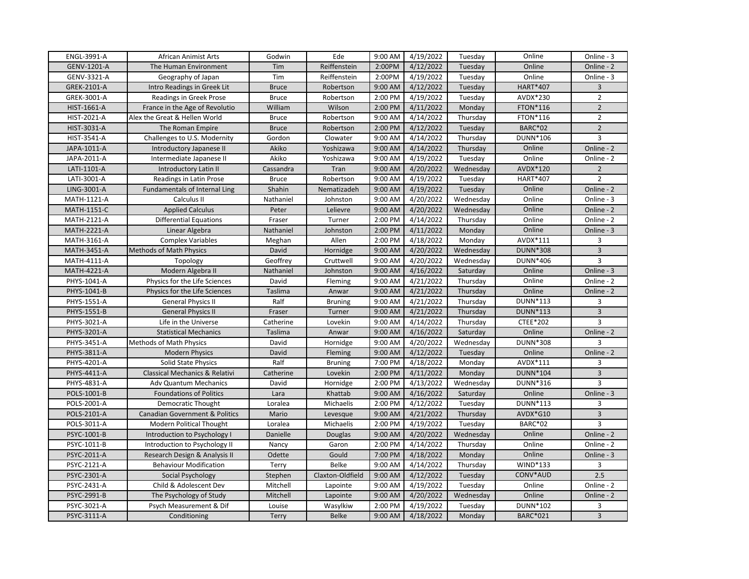| ENGL-3991-A | African Animist Arts | Godwin | Ede | 9:00 AM | 4/19/2022 | Tuesday | Online | Online - 3 |
|---|---|---|---|---|---|---|---|---|
| GENV-1201-A | The Human Environment | Tim | Reiffenstein | 2:00PM | 4/12/2022 | Tuesday | Online | Online - 2 |
| GENV-3321-A | Geography of Japan | Tim | Reiffenstein | 2:00PM | 4/19/2022 | Tuesday | Online | Online - 3 |
| GREK-2101-A | Intro Readings in Greek Lit | Bruce | Robertson | 9:00 AM | 4/12/2022 | Tuesday | HART*407 | 3 |
| GREK-3001-A | Readings in Greek Prose | Bruce | Robertson | 2:00 PM | 4/19/2022 | Tuesday | AVDX*230 | 2 |
| HIST-1661-A | France in the Age of Revolutio | William | Wilson | 2:00 PM | 4/11/2022 | Monday | FTON*116 | 2 |
| HIST-2021-A | Alex the Great & Hellen World | Bruce | Robertson | 9:00 AM | 4/14/2022 | Thursday | FTON*116 | 2 |
| HIST-3031-A | The Roman Empire | Bruce | Robertson | 2:00 PM | 4/12/2022 | Tuesday | BARC*02 | 2 |
| HIST-3541-A | Challenges to U.S. Modernity | Gordon | Clowater | 9:00 AM | 4/14/2022 | Thursday | DUNN*106 | 3 |
| JAPA-1011-A | Introductory Japanese II | Akiko | Yoshizawa | 9:00 AM | 4/14/2022 | Thursday | Online | Online - 2 |
| JAPA-2011-A | Intermediate Japanese II | Akiko | Yoshizawa | 9:00 AM | 4/19/2022 | Tuesday | Online | Online - 2 |
| LATI-1101-A | Introductory Latin II | Cassandra | Tran | 9:00 AM | 4/20/2022 | Wednesday | AVDX*120 | 2 |
| LATI-3001-A | Readings in Latin Prose | Bruce | Robertson | 9:00 AM | 4/19/2022 | Tuesday | HART*407 | 2 |
| LING-3001-A | Fundamentals of Internal Ling | Shahin | Nematizadeh | 9:00 AM | 4/19/2022 | Tuesday | Online | Online - 2 |
| MATH-1121-A | Calculus II | Nathaniel | Johnston | 9:00 AM | 4/20/2022 | Wednesday | Online | Online - 3 |
| MATH-1151-C | Applied Calculus | Peter | Lelievre | 9:00 AM | 4/20/2022 | Wednesday | Online | Online - 2 |
| MATH-2121-A | Differential Equations | Fraser | Turner | 2:00 PM | 4/14/2022 | Thursday | Online | Online - 2 |
| MATH-2221-A | Linear Algebra | Nathaniel | Johnston | 2:00 PM | 4/11/2022 | Monday | Online | Online - 3 |
| MATH-3161-A | Complex Variables | Meghan | Allen | 2:00 PM | 4/18/2022 | Monday | AVDX*111 | 3 |
| MATH-3451-A | Methods of Math Physics | David | Hornidge | 9:00 AM | 4/20/2022 | Wednesday | DUNN*308 | 3 |
| MATH-4111-A | Topology | Geoffrey | Cruttwell | 9:00 AM | 4/20/2022 | Wednesday | DUNN*406 | 3 |
| MATH-4221-A | Modern Algebra II | Nathaniel | Johnston | 9:00 AM | 4/16/2022 | Saturday | Online | Online - 3 |
| PHYS-1041-A | Physics for the Life Sciences | David | Fleming | 9:00 AM | 4/21/2022 | Thursday | Online | Online - 2 |
| PHYS-1041-B | Physics for the Life Sciences | Taslima | Anwar | 9:00 AM | 4/21/2022 | Thursday | Online | Online - 2 |
| PHYS-1551-A | General Physics II | Ralf | Bruning | 9:00 AM | 4/21/2022 | Thursday | DUNN*113 | 3 |
| PHYS-1551-B | General Physics II | Fraser | Turner | 9:00 AM | 4/21/2022 | Thursday | DUNN*113 | 3 |
| PHYS-3021-A | Life in the Universe | Catherine | Lovekin | 9:00 AM | 4/14/2022 | Thursday | CTEE*202 | 3 |
| PHYS-3201-A | Statistical Mechanics | Taslima | Anwar | 9:00 AM | 4/16/2022 | Saturday | Online | Online - 2 |
| PHYS-3451-A | Methods of Math Physics | David | Hornidge | 9:00 AM | 4/20/2022 | Wednesday | DUNN*308 | 3 |
| PHYS-3811-A | Modern Physics | David | Fleming | 9:00 AM | 4/12/2022 | Tuesday | Online | Online - 2 |
| PHYS-4201-A | Solid State Physics | Ralf | Bruning | 7:00 PM | 4/18/2022 | Monday | AVDX*111 | 3 |
| PHYS-4411-A | Classical Mechanics & Relativi | Catherine | Lovekin | 2:00 PM | 4/11/2022 | Monday | DUNN*104 | 3 |
| PHYS-4831-A | Adv Quantum Mechanics | David | Hornidge | 2:00 PM | 4/13/2022 | Wednesday | DUNN*316 | 3 |
| POLS-1001-B | Foundations of Politics | Lara | Khattab | 9:00 AM | 4/16/2022 | Saturday | Online | Online - 3 |
| POLS-2001-A | Democratic Thought | Loralea | Michaelis | 2:00 PM | 4/12/2022 | Tuesday | DUNN*113 | 3 |
| POLS-2101-A | Canadian Government & Politics | Mario | Levesque | 9:00 AM | 4/21/2022 | Thursday | AVDX*G10 | 3 |
| POLS-3011-A | Modern Political Thought | Loralea | Michaelis | 2:00 PM | 4/19/2022 | Tuesday | BARC*02 | 3 |
| PSYC-1001-B | Introduction to Psychology I | Danielle | Douglas | 9:00 AM | 4/20/2022 | Wednesday | Online | Online - 2 |
| PSYC-1011-B | Introduction to Psychology II | Nancy | Garon | 2:00 PM | 4/14/2022 | Thursday | Online | Online - 2 |
| PSYC-2011-A | Research Design & Analysis II | Odette | Gould | 7:00 PM | 4/18/2022 | Monday | Online | Online - 3 |
| PSYC-2121-A | Behaviour Modification | Terry | Belke | 9:00 AM | 4/14/2022 | Thursday | WIND*133 | 3 |
| PSYC-2301-A | Social Psychology | Stephen | Claxton-Oldfield | 9:00 AM | 4/12/2022 | Tuesday | CONV*AUD | 2.5 |
| PSYC-2431-A | Child & Adolescent Dev | Mitchell | Lapointe | 9:00 AM | 4/19/2022 | Tuesday | Online | Online - 2 |
| PSYC-2991-B | The Psychology of Study | Mitchell | Lapointe | 9:00 AM | 4/20/2022 | Wednesday | Online | Online - 2 |
| PSYC-3021-A | Psych Measurement & Dif | Louise | Wasylkiw | 2:00 PM | 4/19/2022 | Tuesday | DUNN*102 | 3 |
| PSYC-3111-A | Conditioning | Terry | Belke | 9:00 AM | 4/18/2022 | Monday | BARC*021 | 3 |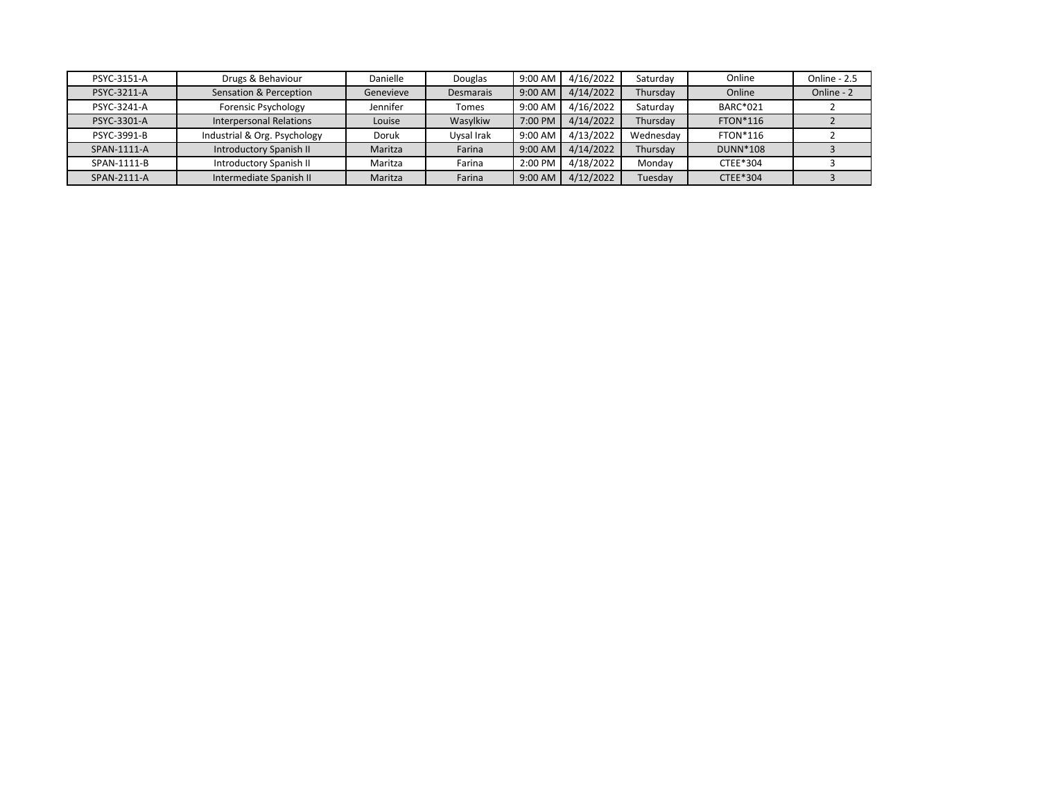| | | | | | | | | |
|---|---|---|---|---|---|---|---|---|
| PSYC-3151-A | Drugs & Behaviour | Danielle | Douglas | 9:00 AM | 4/16/2022 | Saturday | Online | Online - 2.5 |
| PSYC-3211-A | Sensation & Perception | Genevieve | Desmarais | 9:00 AM | 4/14/2022 | Thursday | Online | Online - 2 |
| PSYC-3241-A | Forensic Psychology | Jennifer | Tomes | 9:00 AM | 4/16/2022 | Saturday | BARC*021 | 2 |
| PSYC-3301-A | Interpersonal Relations | Louise | Wasylkiw | 7:00 PM | 4/14/2022 | Thursday | FTON*116 | 2 |
| PSYC-3991-B | Industrial & Org. Psychology | Doruk | Uysal Irak | 9:00 AM | 4/13/2022 | Wednesday | FTON*116 | 2 |
| SPAN-1111-A | Introductory Spanish II | Maritza | Farina | 9:00 AM | 4/14/2022 | Thursday | DUNN*108 | 3 |
| SPAN-1111-B | Introductory Spanish II | Maritza | Farina | 2:00 PM | 4/18/2022 | Monday | CTEE*304 | 3 |
| SPAN-2111-A | Intermediate Spanish II | Maritza | Farina | 9:00 AM | 4/12/2022 | Tuesday | CTEE*304 | 3 |